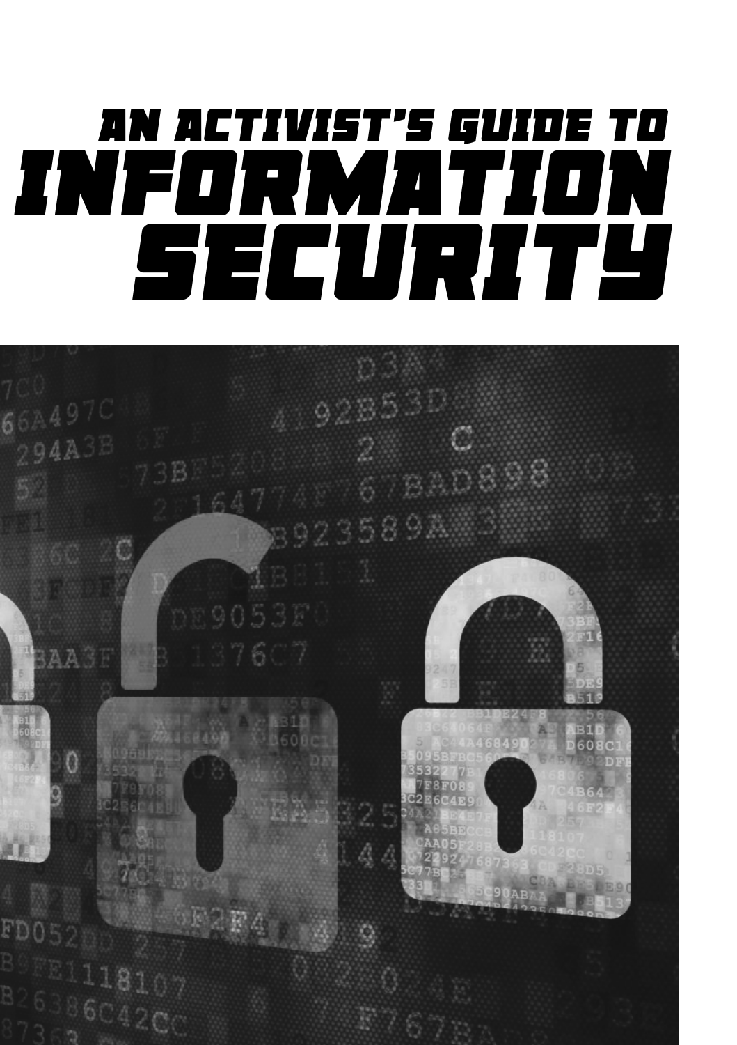# AN ACTIVIST'S GUIDE TO INFORMATION SECURITY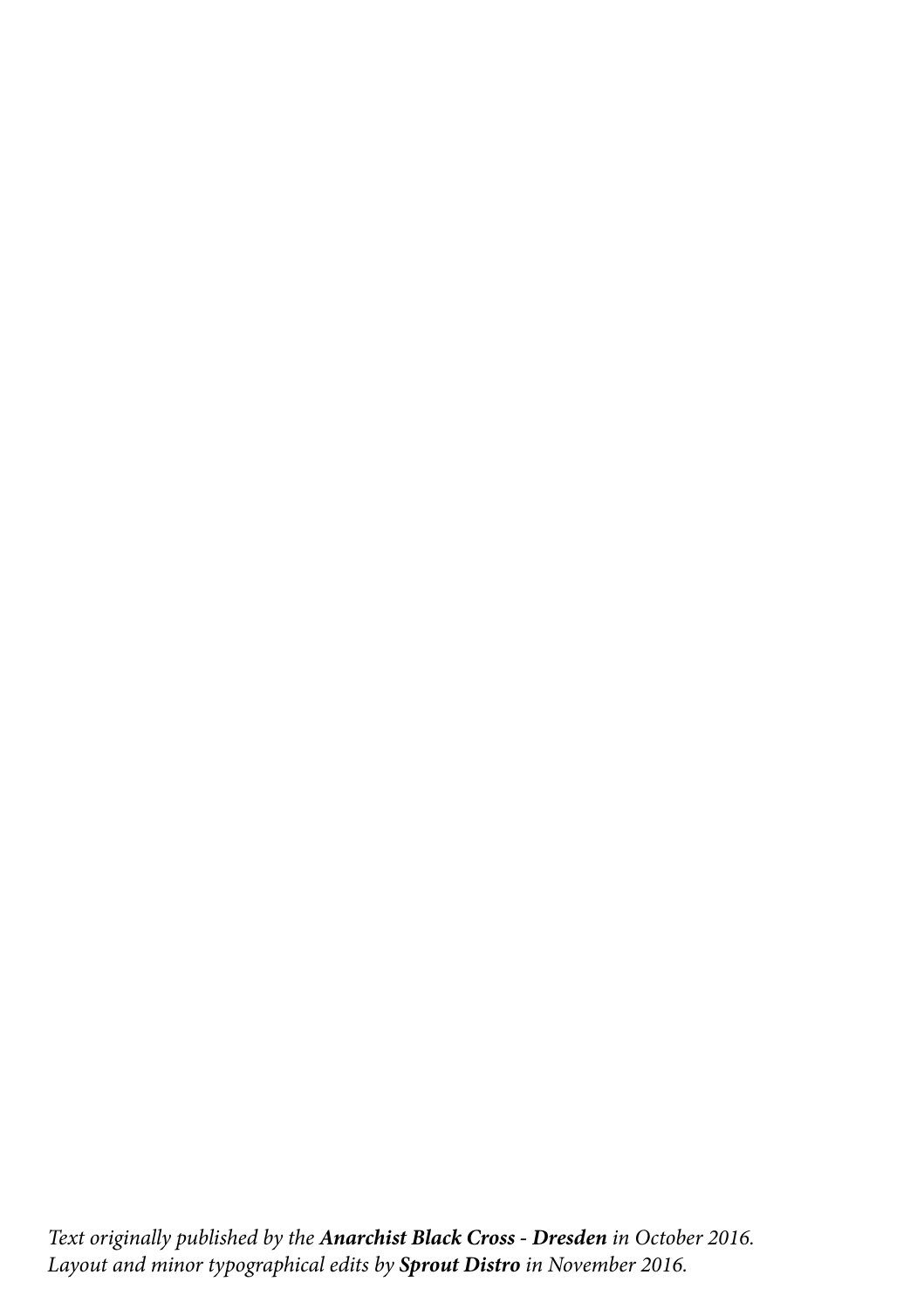*Text originally published by the **Anarchist Black Cross - Dresden** in October 2016.*
*Layout and minor typographical edits by **Sprout Distro** in November 2016.*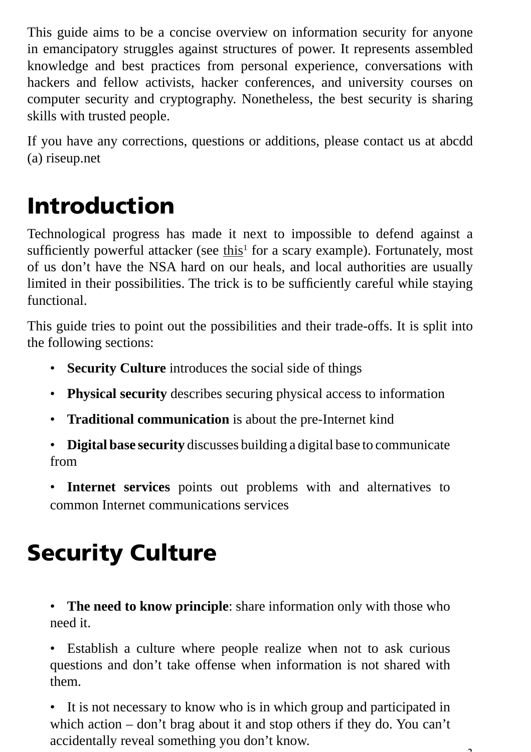This guide aims to be a concise overview on information security for anyone in emancipatory struggles against structures of power. It represents assembled knowledge and best practices from personal experience, conversations with hackers and fellow activists, hacker conferences, and university courses on computer security and cryptography. Nonetheless, the best security is sharing skills with trusted people.

If you have any corrections, questions or additions, please contact us at abcdd (a) riseup.net

# Introduction

Technological progress has made it next to impossible to defend against a sufficiently powerful attacker (see this[1] for a scary example). Fortunately, most of us don't have the NSA hard on our heals, and local authorities are usually limited in their possibilities. The trick is to be sufficiently careful while staying functional.

This guide tries to point out the possibilities and their trade-offs. It is split into the following sections:

- **Security Culture** introduces the social side of things
- **Physical security** describes securing physical access to information
- **Traditional communication** is about the pre-Internet kind
- **Digital base security** discusses building a digital base to communicate from
- **Internet services** points out problems with and alternatives to common Internet communications services

# Security Culture

- **The need to know principle**: share information only with those who need it.
- Establish a culture where people realize when not to ask curious questions and don't take offense when information is not shared with them.
- It is not necessary to know who is in which group and participated in which action – don't brag about it and stop others if they do. You can't accidentally reveal something you don't know.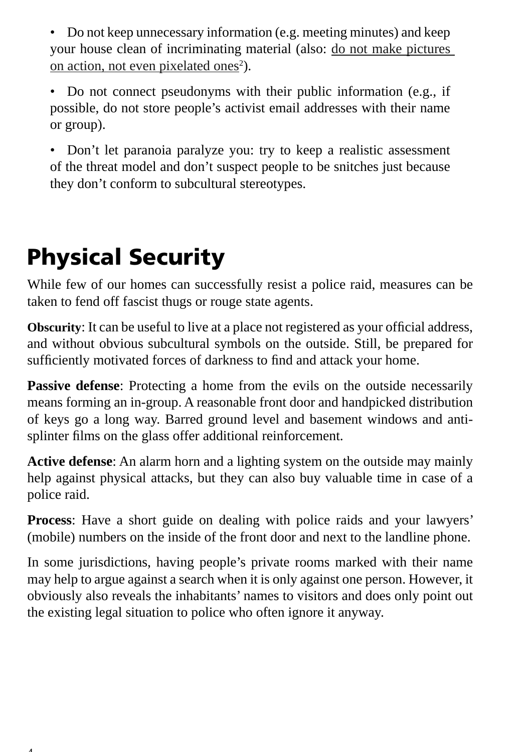- Do not keep unnecessary information (e.g. meeting minutes) and keep your house clean of incriminating material (also: do not make pictures on action, not even pixelated ones[2]).

- Do not connect pseudonyms with their public information (e.g., if possible, do not store people's activist email addresses with their name or group).

- Don't let paranoia paralyze you: try to keep a realistic assessment of the threat model and don't suspect people to be snitches just because they don't conform to subcultural stereotypes.

# Physical Security

While few of our homes can successfully resist a police raid, measures can be taken to fend off fascist thugs or rouge state agents.

**Obscurity**: It can be useful to live at a place not registered as your official address, and without obvious subcultural symbols on the outside. Still, be prepared for sufficiently motivated forces of darkness to find and attack your home.

**Passive defense**: Protecting a home from the evils on the outside necessarily means forming an in-group. A reasonable front door and handpicked distribution of keys go a long way. Barred ground level and basement windows and anti-splinter films on the glass offer additional reinforcement.

**Active defense**: An alarm horn and a lighting system on the outside may mainly help against physical attacks, but they can also buy valuable time in case of a police raid.

**Process**: Have a short guide on dealing with police raids and your lawyers' (mobile) numbers on the inside of the front door and next to the landline phone.

In some jurisdictions, having people's private rooms marked with their name may help to argue against a search when it is only against one person. However, it obviously also reveals the inhabitants' names to visitors and does only point out the existing legal situation to police who often ignore it anyway.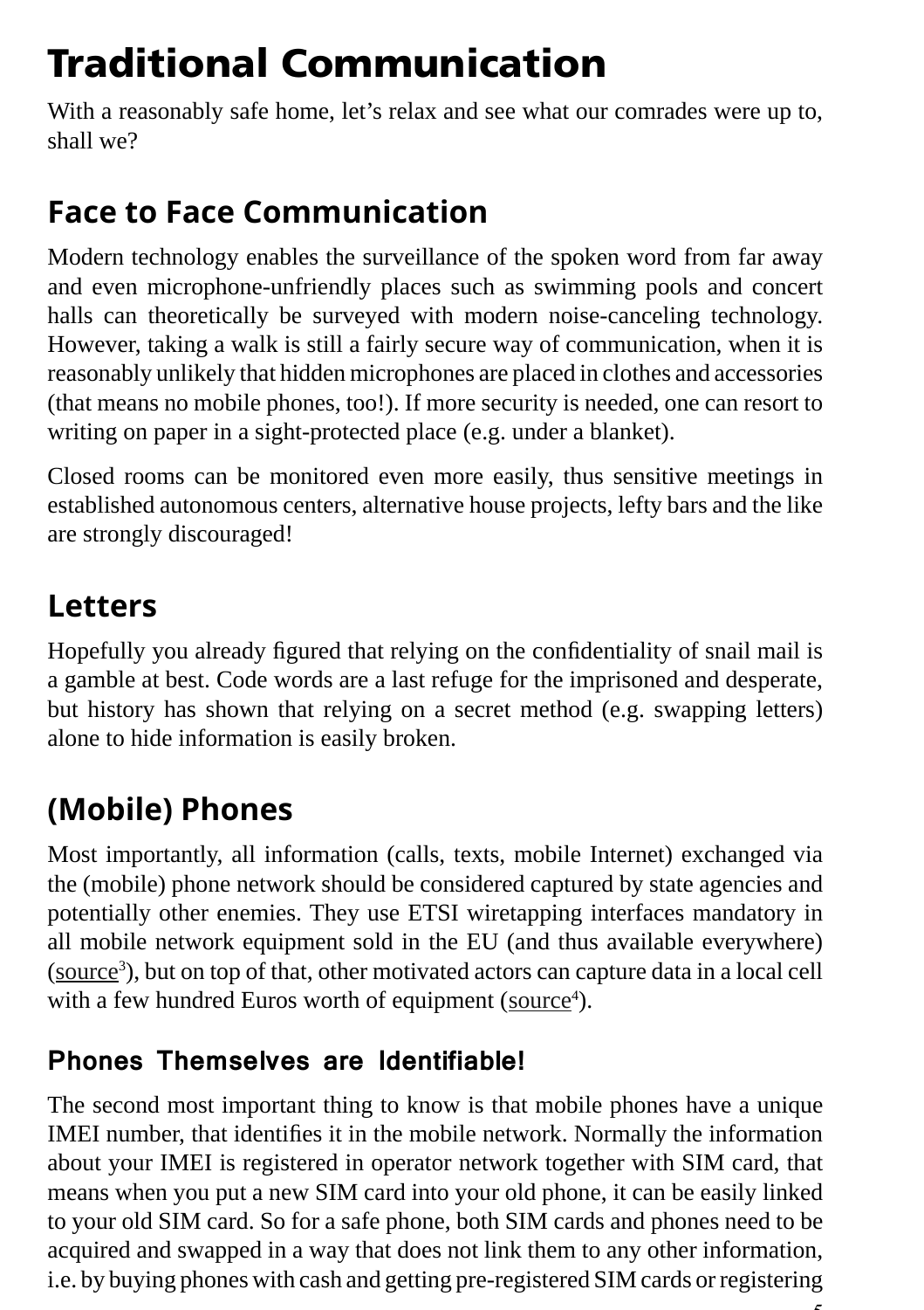# Traditional Communication

With a reasonably safe home, let's relax and see what our comrades were up to, shall we?

## Face to Face Communication

Modern technology enables the surveillance of the spoken word from far away and even microphone-unfriendly places such as swimming pools and concert halls can theoretically be surveyed with modern noise-canceling technology. However, taking a walk is still a fairly secure way of communication, when it is reasonably unlikely that hidden microphones are placed in clothes and accessories (that means no mobile phones, too!). If more security is needed, one can resort to writing on paper in a sight-protected place (e.g. under a blanket).

Closed rooms can be monitored even more easily, thus sensitive meetings in established autonomous centers, alternative house projects, lefty bars and the like are strongly discouraged!

## Letters

Hopefully you already figured that relying on the confidentiality of snail mail is a gamble at best. Code words are a last refuge for the imprisoned and desperate, but history has shown that relying on a secret method (e.g. swapping letters) alone to hide information is easily broken.

## (Mobile) Phones

Most importantly, all information (calls, texts, mobile Internet) exchanged via the (mobile) phone network should be considered captured by state agencies and potentially other enemies. They use ETSI wiretapping interfaces mandatory in all mobile network equipment sold in the EU (and thus available everywhere) (source[3]), but on top of that, other motivated actors can capture data in a local cell with a few hundred Euros worth of equipment (source[4]).

### Phones Themselves are Identifiable!

The second most important thing to know is that mobile phones have a unique IMEI number, that identifies it in the mobile network. Normally the information about your IMEI is registered in operator network together with SIM card, that means when you put a new SIM card into your old phone, it can be easily linked to your old SIM card. So for a safe phone, both SIM cards and phones need to be acquired and swapped in a way that does not link them to any other information, i.e. by buying phones with cash and getting pre-registered SIM cards or registering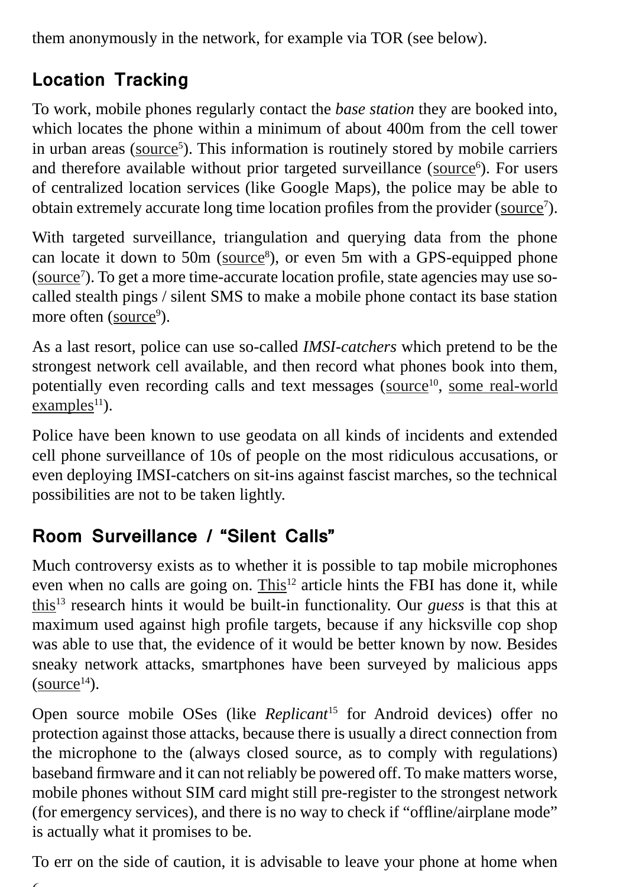them anonymously in the network, for example via TOR (see below).

## Location Tracking

To work, mobile phones regularly contact the *base station* they are booked into, which locates the phone within a minimum of about 400m from the cell tower in urban areas (source[5]). This information is routinely stored by mobile carriers and therefore available without prior targeted surveillance (source[6]). For users of centralized location services (like Google Maps), the police may be able to obtain extremely accurate long time location profiles from the provider (source[7]).

With targeted surveillance, triangulation and querying data from the phone can locate it down to 50m (source[8]), or even 5m with a GPS-equipped phone (source[7]). To get a more time-accurate location profile, state agencies may use so-called stealth pings / silent SMS to make a mobile phone contact its base station more often (source[9]).

As a last resort, police can use so-called *IMSI-catchers* which pretend to be the strongest network cell available, and then record what phones book into them, potentially even recording calls and text messages (source[10], some real-world examples[11]).

Police have been known to use geodata on all kinds of incidents and extended cell phone surveillance of 10s of people on the most ridiculous accusations, or even deploying IMSI-catchers on sit-ins against fascist marches, so the technical possibilities are not to be taken lightly.

## Room Surveillance / “Silent Calls”

Much controversy exists as to whether it is possible to tap mobile microphones even when no calls are going on. This[12] article hints the FBI has done it, while this[13] research hints it would be built-in functionality. Our *guess* is that this at maximum used against high profile targets, because if any hicksville cop shop was able to use that, the evidence of it would be better known by now. Besides sneaky network attacks, smartphones have been surveyed by malicious apps (source[14]).

Open source mobile OSes (like *Replicant*[15] for Android devices) offer no protection against those attacks, because there is usually a direct connection from the microphone to the (always closed source, as to comply with regulations) baseband firmware and it can not reliably be powered off. To make matters worse, mobile phones without SIM card might still pre-register to the strongest network (for emergency services), and there is no way to check if “offline/airplane mode” is actually what it promises to be.

To err on the side of caution, it is advisable to leave your phone at home when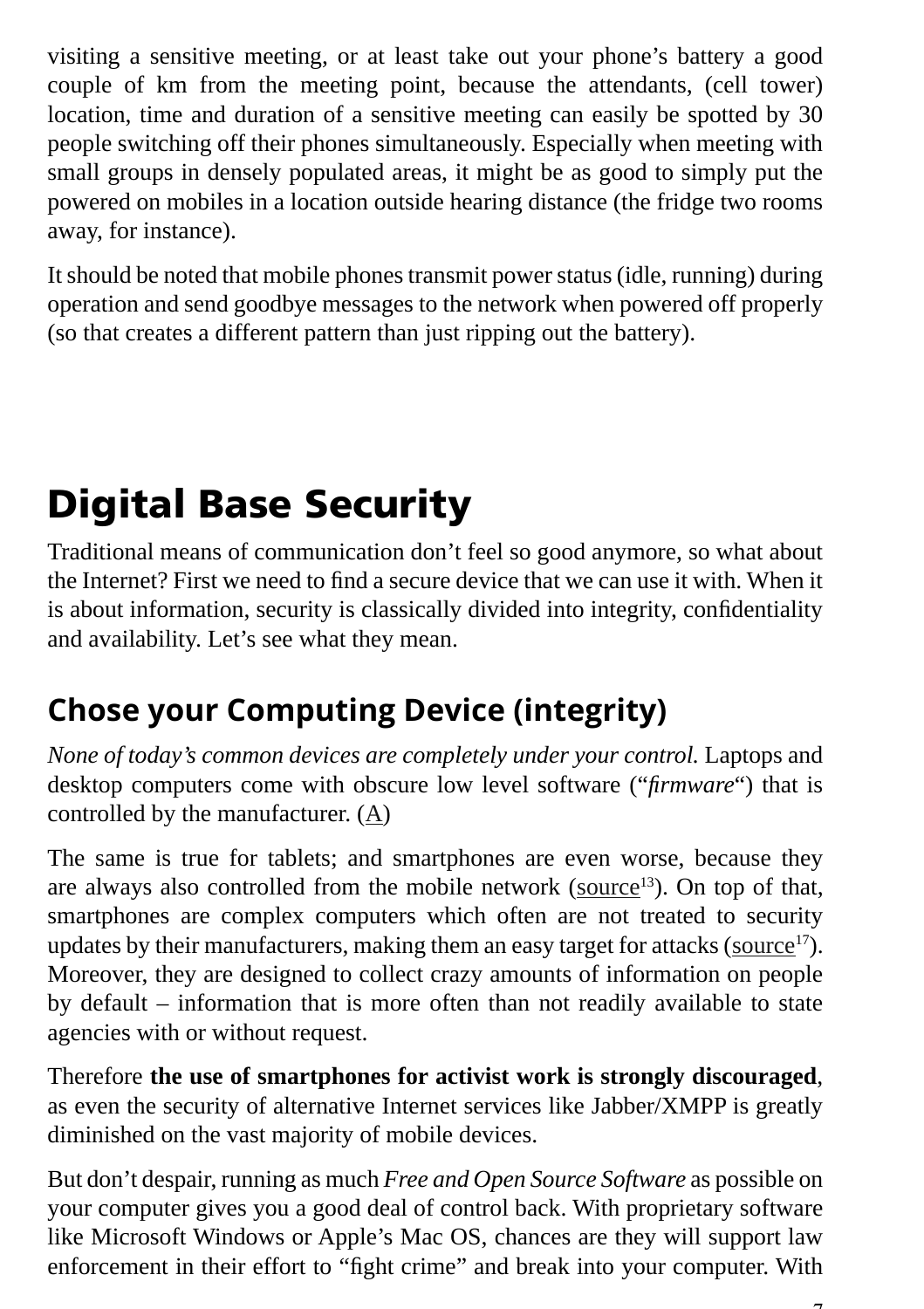visiting a sensitive meeting, or at least take out your phone's battery a good couple of km from the meeting point, because the attendants, (cell tower) location, time and duration of a sensitive meeting can easily be spotted by 30 people switching off their phones simultaneously. Especially when meeting with small groups in densely populated areas, it might be as good to simply put the powered on mobiles in a location outside hearing distance (the fridge two rooms away, for instance).

It should be noted that mobile phones transmit power status (idle, running) during operation and send goodbye messages to the network when powered off properly (so that creates a different pattern than just ripping out the battery).

# Digital Base Security

Traditional means of communication don't feel so good anymore, so what about the Internet? First we need to find a secure device that we can use it with. When it is about information, security is classically divided into integrity, confidentiality and availability. Let's see what they mean.

## Chose your Computing Device (integrity)

*None of today's common devices are completely under your control.* Laptops and desktop computers come with obscure low level software ("*firmware*") that is controlled by the manufacturer. (A)

The same is true for tablets; and smartphones are even worse, because they are always also controlled from the mobile network (source[13]). On top of that, smartphones are complex computers which often are not treated to security updates by their manufacturers, making them an easy target for attacks (source[17]). Moreover, they are designed to collect crazy amounts of information on people by default – information that is more often than not readily available to state agencies with or without request.

Therefore **the use of smartphones for activist work is strongly discouraged**, as even the security of alternative Internet services like Jabber/XMPP is greatly diminished on the vast majority of mobile devices.

But don't despair, running as much *Free and Open Source Software* as possible on your computer gives you a good deal of control back. With proprietary software like Microsoft Windows or Apple's Mac OS, chances are they will support law enforcement in their effort to "fight crime" and break into your computer. With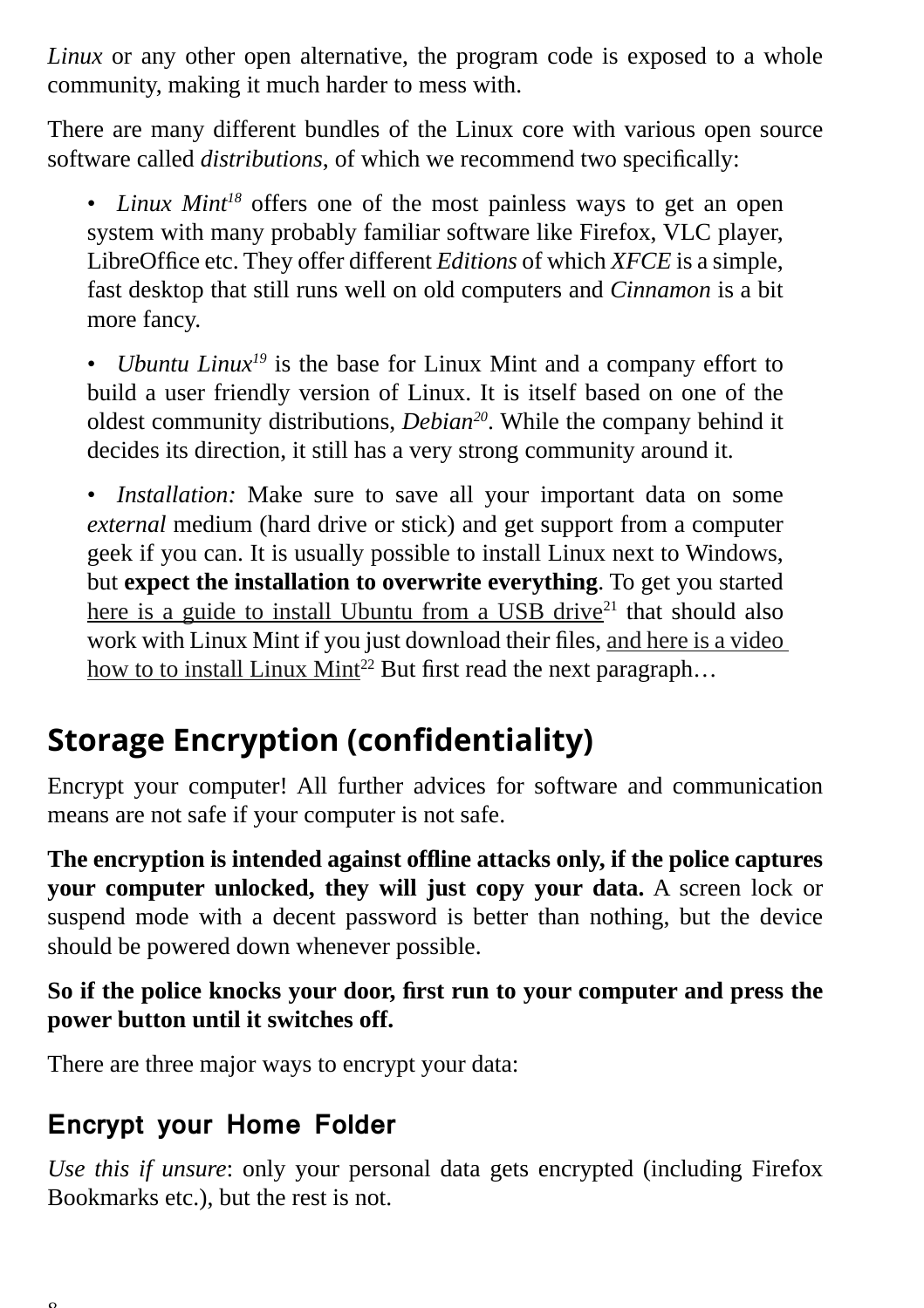*Linux* or any other open alternative, the program code is exposed to a whole community, making it much harder to mess with.

There are many different bundles of the Linux core with various open source software called *distributions*, of which we recommend two specifically:

- *Linux Mint*[18] offers one of the most painless ways to get an open system with many probably familiar software like Firefox, VLC player, LibreOffice etc. They offer different *Editions* of which *XFCE* is a simple, fast desktop that still runs well on old computers and *Cinnamon* is a bit more fancy.
- *Ubuntu Linux*[19] is the base for Linux Mint and a company effort to build a user friendly version of Linux. It is itself based on one of the oldest community distributions, *Debian*[20]. While the company behind it decides its direction, it still has a very strong community around it.
- *Installation:* Make sure to save all your important data on some *external* medium (hard drive or stick) and get support from a computer geek if you can. It is usually possible to install Linux next to Windows, but **expect the installation to overwrite everything**. To get you started here is a guide to install Ubuntu from a USB drive[21] that should also work with Linux Mint if you just download their files, and here is a video how to to install Linux Mint[22] But first read the next paragraph…

## Storage Encryption (confidentiality)

Encrypt your computer! All further advices for software and communication means are not safe if your computer is not safe.

**The encryption is intended against offline attacks only, if the police captures your computer unlocked, they will just copy your data.** A screen lock or suspend mode with a decent password is better than nothing, but the device should be powered down whenever possible.

**So if the police knocks your door, first run to your computer and press the power button until it switches off.**

There are three major ways to encrypt your data:

### Encrypt your Home Folder

*Use this if unsure*: only your personal data gets encrypted (including Firefox Bookmarks etc.), but the rest is not.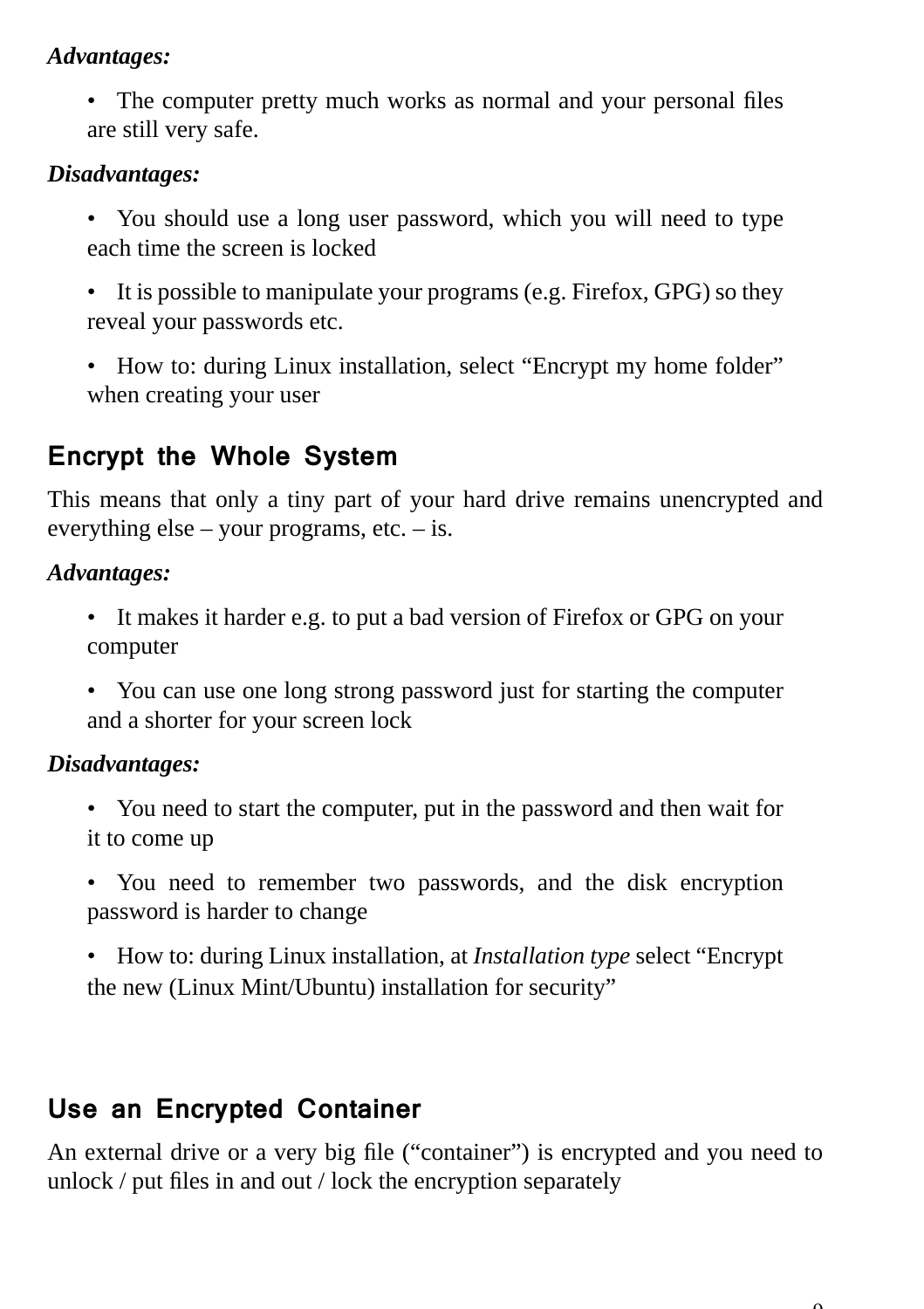*Advantages:*

- The computer pretty much works as normal and your personal files are still very safe.

*Disadvantages:*

- You should use a long user password, which you will need to type each time the screen is locked
- It is possible to manipulate your programs (e.g. Firefox, GPG) so they reveal your passwords etc.
- How to: during Linux installation, select “Encrypt my home folder” when creating your user

## Encrypt the Whole System

This means that only a tiny part of your hard drive remains unencrypted and everything else – your programs, etc. – is.

*Advantages:*

- It makes it harder e.g. to put a bad version of Firefox or GPG on your computer
- You can use one long strong password just for starting the computer and a shorter for your screen lock

*Disadvantages:*

- You need to start the computer, put in the password and then wait for it to come up
- You need to remember two passwords, and the disk encryption password is harder to change
- How to: during Linux installation, at *Installation type* select “Encrypt the new (Linux Mint/Ubuntu) installation for security”

## Use an Encrypted Container

An external drive or a very big file (“container”) is encrypted and you need to unlock / put files in and out / lock the encryption separately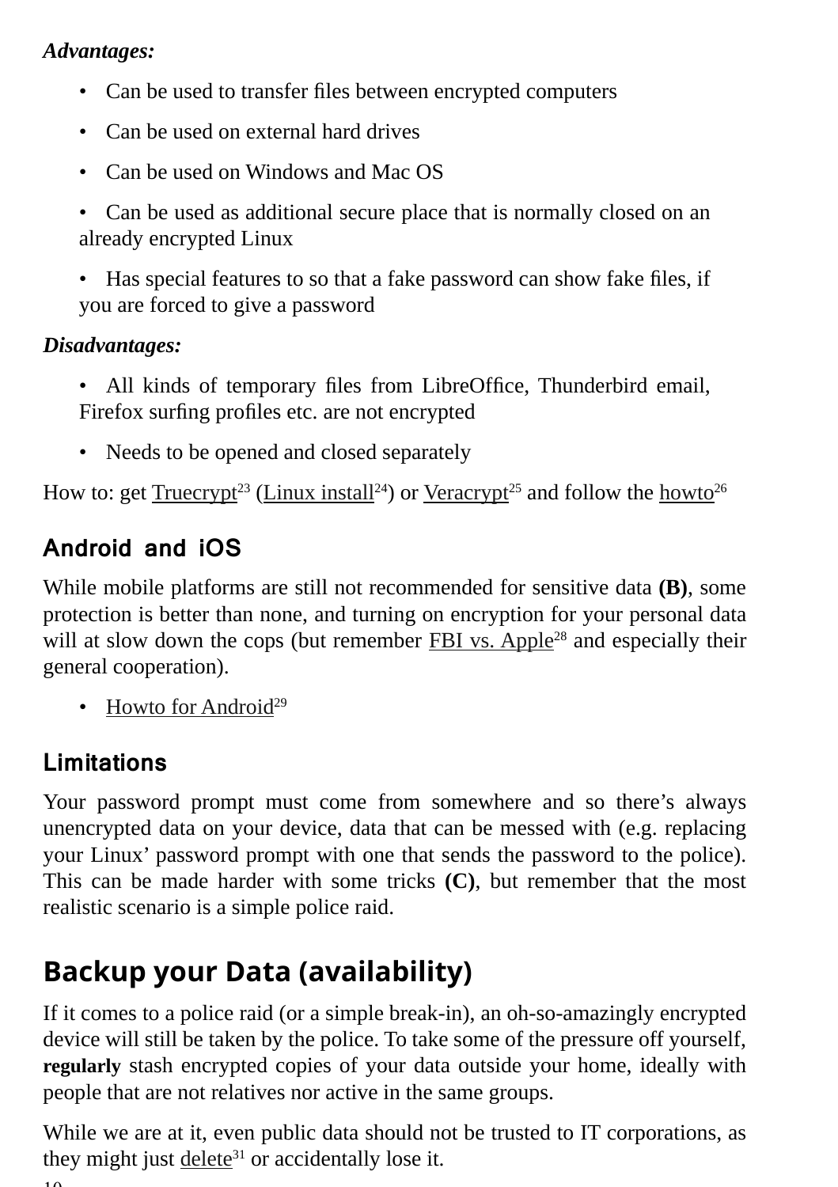*Advantages:*

- Can be used to transfer files between encrypted computers
- Can be used on external hard drives
- Can be used on Windows and Mac OS
- Can be used as additional secure place that is normally closed on an already encrypted Linux
- Has special features to so that a fake password can show fake files, if you are forced to give a password

*Disadvantages:*

- All kinds of temporary files from LibreOffice, Thunderbird email, Firefox surfing profiles etc. are not encrypted
- Needs to be opened and closed separately

How to: get Truecrypt[23] (Linux install[24]) or Veracrypt[25] and follow the howto[26]

### Android and iOS

While mobile platforms are still not recommended for sensitive data **(B)**, some protection is better than none, and turning on encryption for your personal data will at slow down the cops (but remember FBI vs. Apple[28] and especially their general cooperation).

- Howto for Android[29]

### Limitations

Your password prompt must come from somewhere and so there's always unencrypted data on your device, data that can be messed with (e.g. replacing your Linux' password prompt with one that sends the password to the police). This can be made harder with some tricks **(C)**, but remember that the most realistic scenario is a simple police raid.

## Backup your Data (availability)

If it comes to a police raid (or a simple break-in), an oh-so-amazingly encrypted device will still be taken by the police. To take some of the pressure off yourself, **regularly** stash encrypted copies of your data outside your home, ideally with people that are not relatives nor active in the same groups.

While we are at it, even public data should not be trusted to IT corporations, as they might just delete[31] or accidentally lose it.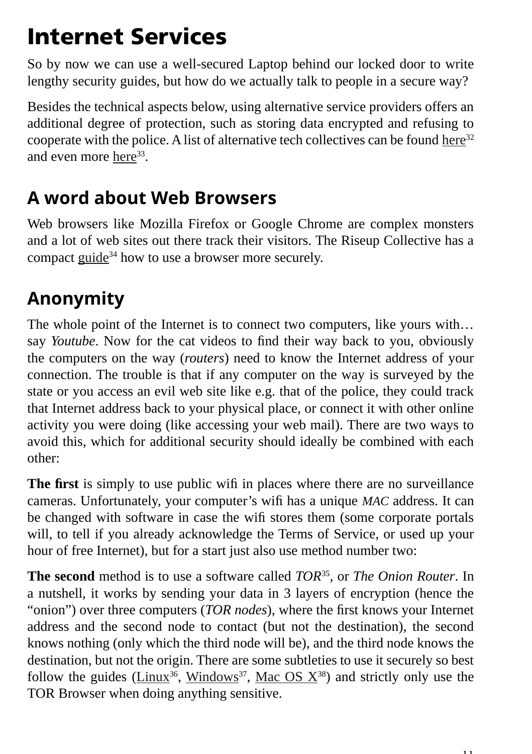# Internet Services

So by now we can use a well-secured Laptop behind our locked door to write lengthy security guides, but how do we actually talk to people in a secure way?

Besides the technical aspects below, using alternative service providers offers an additional degree of protection, such as storing data encrypted and refusing to cooperate with the police. A list of alternative tech collectives can be found here[32] and even more here[33].

## A word about Web Browsers

Web browsers like Mozilla Firefox or Google Chrome are complex monsters and a lot of web sites out there track their visitors. The Riseup Collective has a compact guide[34] how to use a browser more securely.

## Anonymity

The whole point of the Internet is to connect two computers, like yours with… say *Youtube*. Now for the cat videos to find their way back to you, obviously the computers on the way (*routers*) need to know the Internet address of your connection. The trouble is that if any computer on the way is surveyed by the state or you access an evil web site like e.g. that of the police, they could track that Internet address back to your physical place, or connect it with other online activity you were doing (like accessing your web mail). There are two ways to avoid this, which for additional security should ideally be combined with each other:

**The first** is simply to use public wifi in places where there are no surveillance cameras. Unfortunately, your computer's wifi has a unique *MAC* address. It can be changed with software in case the wifi stores them (some corporate portals will, to tell if you already acknowledge the Terms of Service, or used up your hour of free Internet), but for a start just also use method number two:

**The second** method is to use a software called *TOR*[35], or *The Onion Router*. In a nutshell, it works by sending your data in 3 layers of encryption (hence the "onion") over three computers (*TOR nodes*), where the first knows your Internet address and the second node to contact (but not the destination), the second knows nothing (only which the third node will be), and the third node knows the destination, but not the origin. There are some subtleties to use it securely so best follow the guides (Linux[36], Windows[37], Mac OS X[38]) and strictly only use the TOR Browser when doing anything sensitive.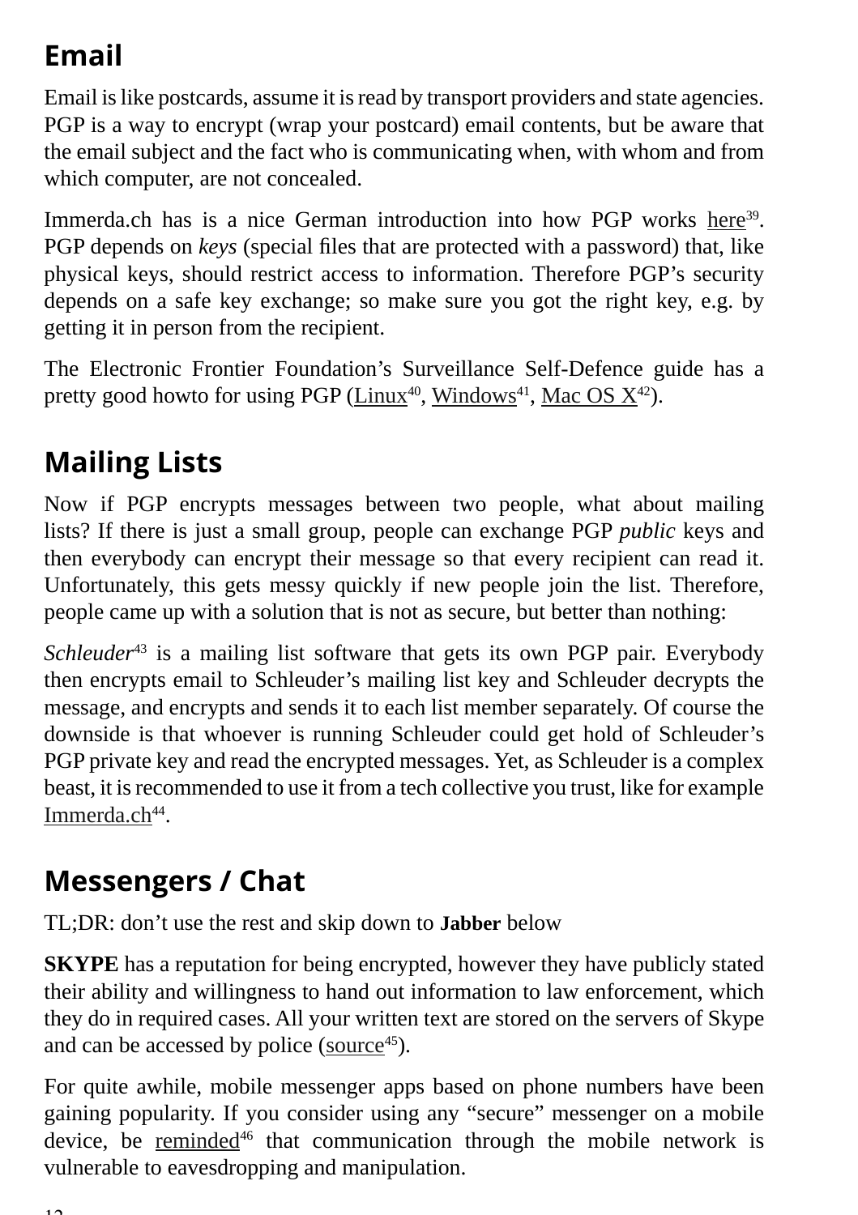## Email

Email is like postcards, assume it is read by transport providers and state agencies. PGP is a way to encrypt (wrap your postcard) email contents, but be aware that the email subject and the fact who is communicating when, with whom and from which computer, are not concealed.

Immerda.ch has is a nice German introduction into how PGP works here[39]. PGP depends on *keys* (special files that are protected with a password) that, like physical keys, should restrict access to information. Therefore PGP's security depends on a safe key exchange; so make sure you got the right key, e.g. by getting it in person from the recipient.

The Electronic Frontier Foundation's Surveillance Self-Defence guide has a pretty good howto for using PGP (Linux[40], Windows[41], Mac OS X[42]).

## Mailing Lists

Now if PGP encrypts messages between two people, what about mailing lists? If there is just a small group, people can exchange PGP *public* keys and then everybody can encrypt their message so that every recipient can read it. Unfortunately, this gets messy quickly if new people join the list. Therefore, people came up with a solution that is not as secure, but better than nothing:

*Schleuder*[43] is a mailing list software that gets its own PGP pair. Everybody then encrypts email to Schleuder's mailing list key and Schleuder decrypts the message, and encrypts and sends it to each list member separately. Of course the downside is that whoever is running Schleuder could get hold of Schleuder's PGP private key and read the encrypted messages. Yet, as Schleuder is a complex beast, it is recommended to use it from a tech collective you trust, like for example Immerda.ch[44].

## Messengers / Chat

TL;DR: don't use the rest and skip down to **Jabber** below

**SKYPE** has a reputation for being encrypted, however they have publicly stated their ability and willingness to hand out information to law enforcement, which they do in required cases. All your written text are stored on the servers of Skype and can be accessed by police (source[45]).

For quite awhile, mobile messenger apps based on phone numbers have been gaining popularity. If you consider using any "secure" messenger on a mobile device, be reminded[46] that communication through the mobile network is vulnerable to eavesdropping and manipulation.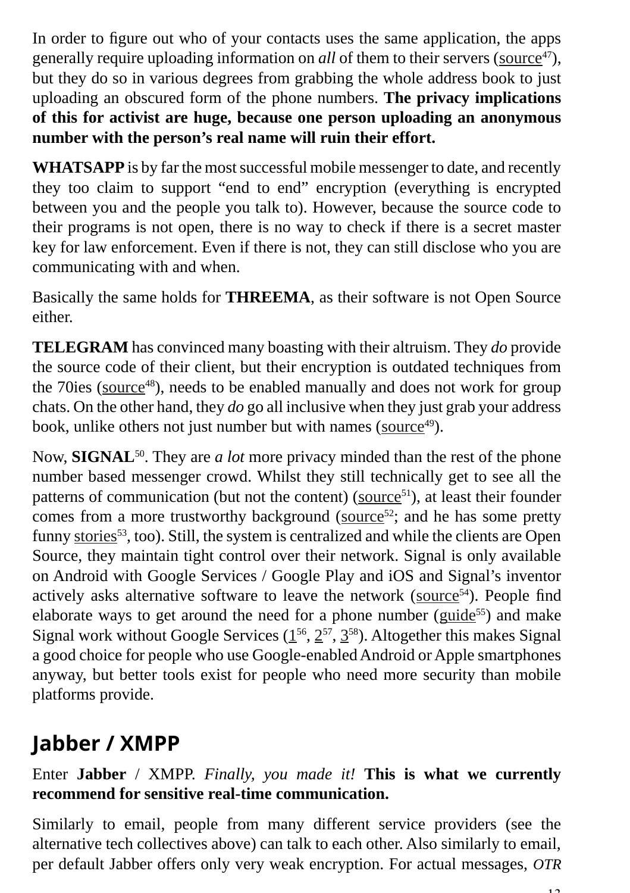In order to figure out who of your contacts uses the same application, the apps generally require uploading information on *all* of them to their servers (source[47]), but they do so in various degrees from grabbing the whole address book to just uploading an obscured form of the phone numbers. **The privacy implications of this for activist are huge, because one person uploading an anonymous number with the person's real name will ruin their effort.**

**WHATSAPP** is by far the most successful mobile messenger to date, and recently they too claim to support "end to end" encryption (everything is encrypted between you and the people you talk to). However, because the source code to their programs is not open, there is no way to check if there is a secret master key for law enforcement. Even if there is not, they can still disclose who you are communicating with and when.

Basically the same holds for **THREEMA**, as their software is not Open Source either.

**TELEGRAM** has convinced many boasting with their altruism. They *do* provide the source code of their client, but their encryption is outdated techniques from the 70ies (source[48]), needs to be enabled manually and does not work for group chats. On the other hand, they *do* go all inclusive when they just grab your address book, unlike others not just number but with names (source[49]).

Now, **SIGNAL**[50]. They are *a lot* more privacy minded than the rest of the phone number based messenger crowd. Whilst they still technically get to see all the patterns of communication (but not the content) (source[51]), at least their founder comes from a more trustworthy background (source[52]; and he has some pretty funny stories[53], too). Still, the system is centralized and while the clients are Open Source, they maintain tight control over their network. Signal is only available on Android with Google Services / Google Play and iOS and Signal's inventor actively asks alternative software to leave the network (source[54]). People find elaborate ways to get around the need for a phone number (guide[55]) and make Signal work without Google Services (1[56], 2[57], 3[58]). Altogether this makes Signal a good choice for people who use Google-enabled Android or Apple smartphones anyway, but better tools exist for people who need more security than mobile platforms provide.

## Jabber / XMPP

Enter **Jabber** / XMPP. *Finally, you made it!* **This is what we currently recommend for sensitive real-time communication.**

Similarly to email, people from many different service providers (see the alternative tech collectives above) can talk to each other. Also similarly to email, per default Jabber offers only very weak encryption. For actual messages, *OTR*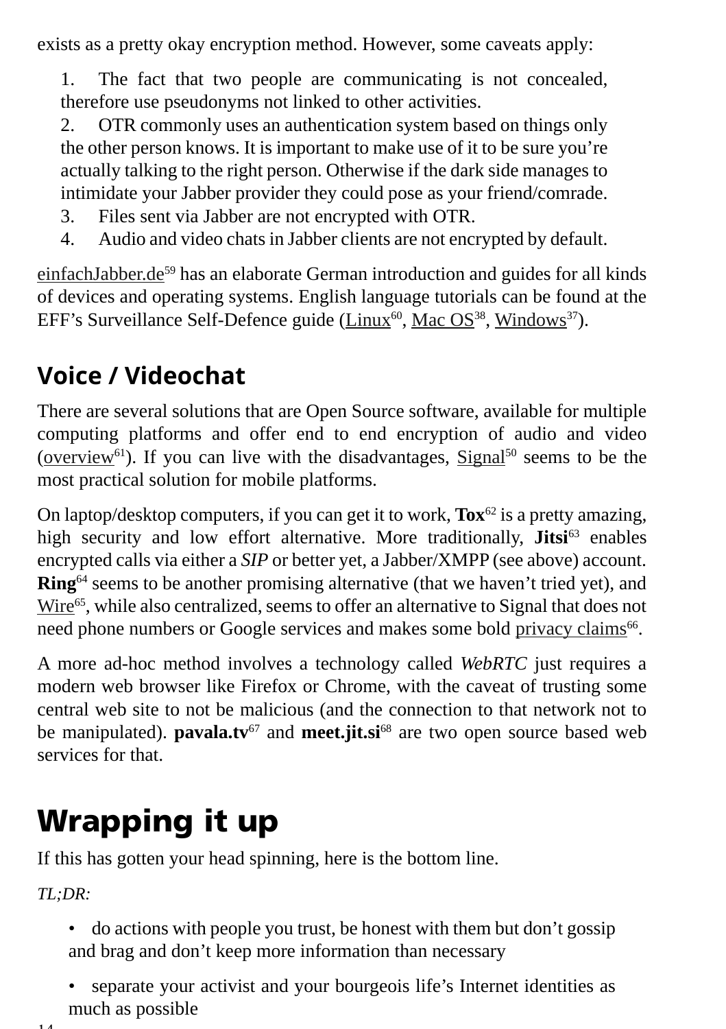exists as a pretty okay encryption method. However, some caveats apply:

1. The fact that two people are communicating is not concealed, therefore use pseudonyms not linked to other activities.
2. OTR commonly uses an authentication system based on things only the other person knows. It is important to make use of it to be sure you're actually talking to the right person. Otherwise if the dark side manages to intimidate your Jabber provider they could pose as your friend/comrade.
3. Files sent via Jabber are not encrypted with OTR.
4. Audio and video chats in Jabber clients are not encrypted by default.

einfachJabber.de[59] has an elaborate German introduction and guides for all kinds of devices and operating systems. English language tutorials can be found at the EFF's Surveillance Self-Defence guide (Linux[60], Mac OS[38], Windows[37]).

## Voice / Videochat

There are several solutions that are Open Source software, available for multiple computing platforms and offer end to end encryption of audio and video (overview[61]). If you can live with the disadvantages, Signal[50] seems to be the most practical solution for mobile platforms.

On laptop/desktop computers, if you can get it to work, **Tox**[62] is a pretty amazing, high security and low effort alternative. More traditionally, **Jitsi**[63] enables encrypted calls via either a *SIP* or better yet, a Jabber/XMPP (see above) account. **Ring**[64] seems to be another promising alternative (that we haven't tried yet), and Wire[65], while also centralized, seems to offer an alternative to Signal that does not need phone numbers or Google services and makes some bold privacy claims[66].

A more ad-hoc method involves a technology called *WebRTC* just requires a modern web browser like Firefox or Chrome, with the caveat of trusting some central web site to not be malicious (and the connection to that network not to be manipulated). **pavala.tv**[67] and **meet.jit.si**[68] are two open source based web services for that.

# Wrapping it up

If this has gotten your head spinning, here is the bottom line.

*TL;DR:*

- do actions with people you trust, be honest with them but don't gossip and brag and don't keep more information than necessary
- separate your activist and your bourgeois life's Internet identities as much as possible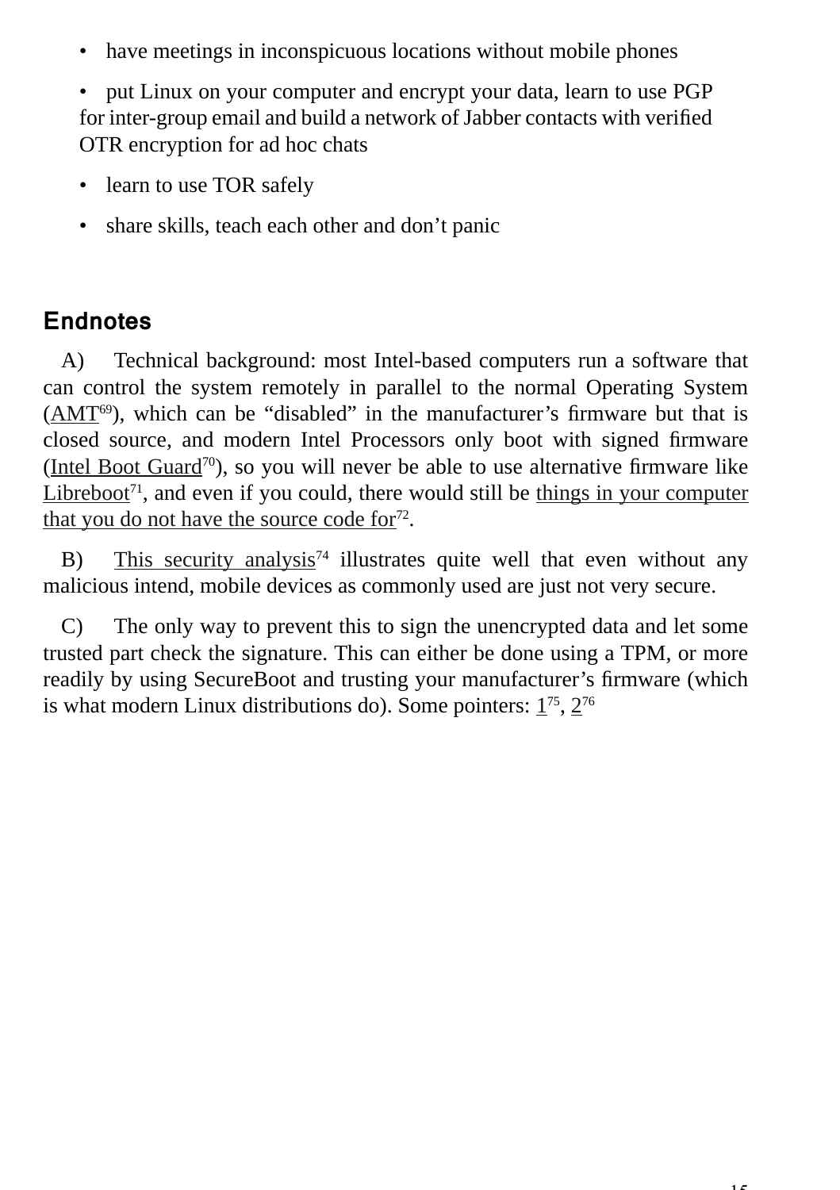- have meetings in inconspicuous locations without mobile phones
- put Linux on your computer and encrypt your data, learn to use PGP for inter-group email and build a network of Jabber contacts with verified OTR encryption for ad hoc chats
- learn to use TOR safely
- share skills, teach each other and don't panic

## Endnotes

A) Technical background: most Intel-based computers run a software that can control the system remotely in parallel to the normal Operating System (AMT[69]), which can be "disabled" in the manufacturer's firmware but that is closed source, and modern Intel Processors only boot with signed firmware (Intel Boot Guard[70]), so you will never be able to use alternative firmware like Libreboot[71], and even if you could, there would still be things in your computer that you do not have the source code for[72].

B) This security analysis[74] illustrates quite well that even without any malicious intend, mobile devices as commonly used are just not very secure.

C) The only way to prevent this to sign the unencrypted data and let some trusted part check the signature. This can either be done using a TPM, or more readily by using SecureBoot and trusting your manufacturer's firmware (which is what modern Linux distributions do). Some pointers: 1[75], 2[76]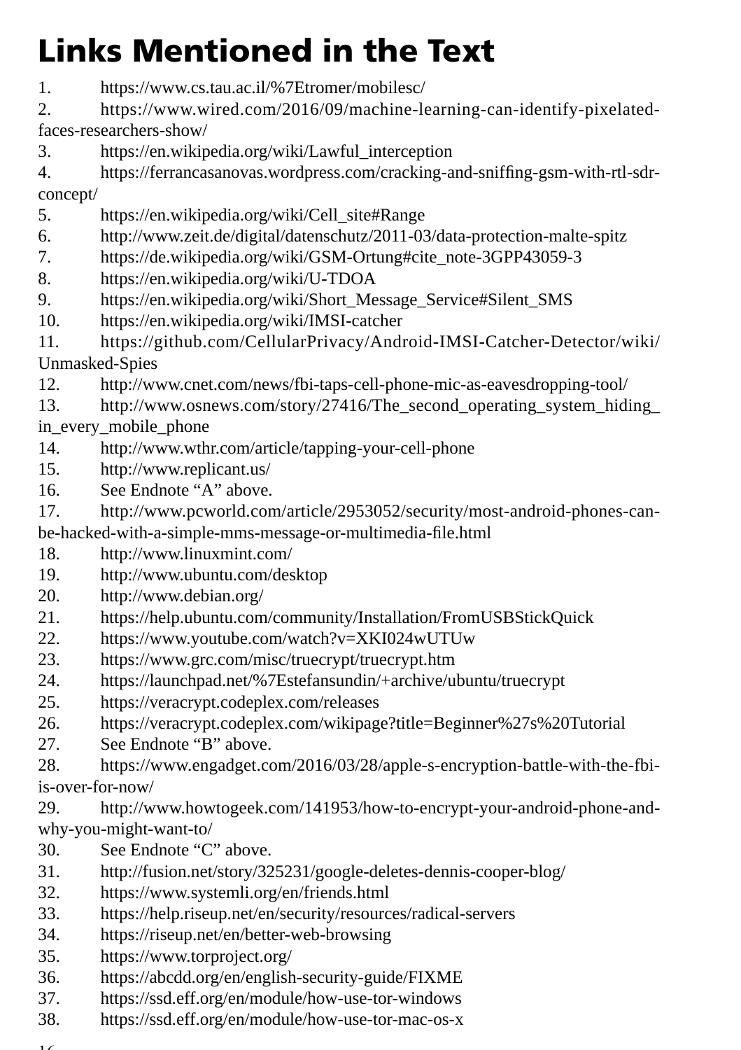# Links Mentioned in the Text

1. https://www.cs.tau.ac.il/%7Etromer/mobilesc/
2. https://www.wired.com/2016/09/machine-learning-can-identify-pixelated-faces-researchers-show/
3. https://en.wikipedia.org/wiki/Lawful_interception
4. https://ferrancasanovas.wordpress.com/cracking-and-sniffing-gsm-with-rtl-sdr-concept/
5. https://en.wikipedia.org/wiki/Cell_site#Range
6. http://www.zeit.de/digital/datenschutz/2011-03/data-protection-malte-spitz
7. https://de.wikipedia.org/wiki/GSM-Ortung#cite_note-3GPP43059-3
8. https://en.wikipedia.org/wiki/U-TDOA
9. https://en.wikipedia.org/wiki/Short_Message_Service#Silent_SMS
10. https://en.wikipedia.org/wiki/IMSI-catcher
11. https://github.com/CellularPrivacy/Android-IMSI-Catcher-Detector/wiki/Unmasked-Spies
12. http://www.cnet.com/news/fbi-taps-cell-phone-mic-as-eavesdropping-tool/
13. http://www.osnews.com/story/27416/The_second_operating_system_hiding_in_every_mobile_phone
14. http://www.wthr.com/article/tapping-your-cell-phone
15. http://www.replicant.us/
16. See Endnote “A” above.
17. http://www.pcworld.com/article/2953052/security/most-android-phones-can-be-hacked-with-a-simple-mms-message-or-multimedia-file.html
18. http://www.linuxmint.com/
19. http://www.ubuntu.com/desktop
20. http://www.debian.org/
21. https://help.ubuntu.com/community/Installation/FromUSBStickQuick
22. https://www.youtube.com/watch?v=XKI024wUTUw
23. https://www.grc.com/misc/truecrypt/truecrypt.htm
24. https://launchpad.net/%7Estefansundin/+archive/ubuntu/truecrypt
25. https://veracrypt.codeplex.com/releases
26. https://veracrypt.codeplex.com/wikipage?title=Beginner%27s%20Tutorial
27. See Endnote “B” above.
28. https://www.engadget.com/2016/03/28/apple-s-encryption-battle-with-the-fbi-is-over-for-now/
29. http://www.howtogeek.com/141953/how-to-encrypt-your-android-phone-and-why-you-might-want-to/
30. See Endnote “C” above.
31. http://fusion.net/story/325231/google-deletes-dennis-cooper-blog/
32. https://www.systemli.org/en/friends.html
33. https://help.riseup.net/en/security/resources/radical-servers
34. https://riseup.net/en/better-web-browsing
35. https://www.torproject.org/
36. https://abcdd.org/en/english-security-guide/FIXME
37. https://ssd.eff.org/en/module/how-use-tor-windows
38. https://ssd.eff.org/en/module/how-use-tor-mac-os-x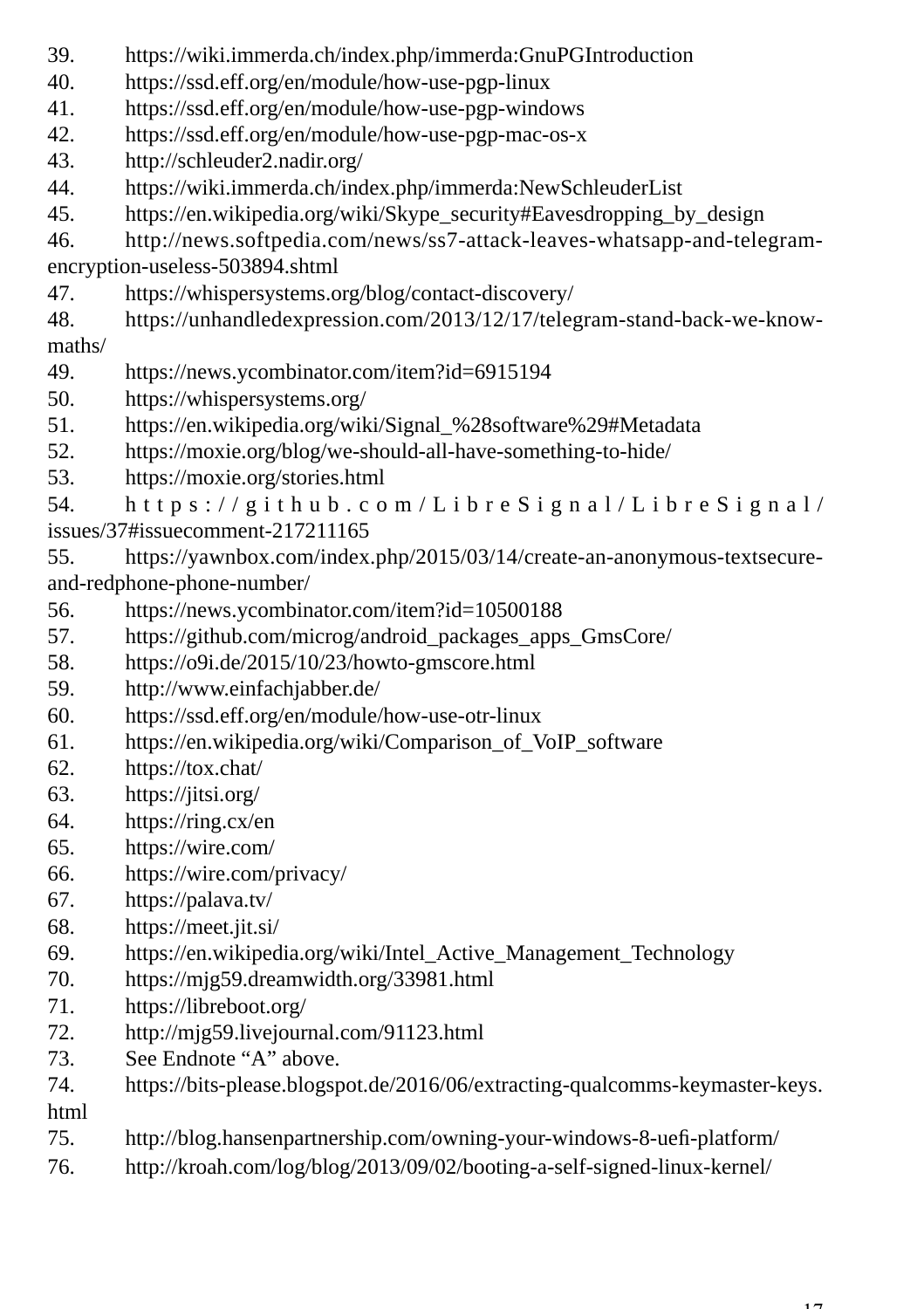39. https://wiki.immerda.ch/index.php/immerda:GnuPGIntroduction
40. https://ssd.eff.org/en/module/how-use-pgp-linux
41. https://ssd.eff.org/en/module/how-use-pgp-windows
42. https://ssd.eff.org/en/module/how-use-pgp-mac-os-x
43. http://schleuder2.nadir.org/
44. https://wiki.immerda.ch/index.php/immerda:NewSchleuderList
45. https://en.wikipedia.org/wiki/Skype_security#Eavesdropping_by_design
46. http://news.softpedia.com/news/ss7-attack-leaves-whatsapp-and-telegram-encryption-useless-503894.shtml
47. https://whispersystems.org/blog/contact-discovery/
48. https://unhandledexpression.com/2013/12/17/telegram-stand-back-we-know-maths/
49. https://news.ycombinator.com/item?id=6915194
50. https://whispersystems.org/
51. https://en.wikipedia.org/wiki/Signal_%28software%29#Metadata
52. https://moxie.org/blog/we-should-all-have-something-to-hide/
53. https://moxie.org/stories.html
54. https://github.com/LibreSignal/LibreSignal/issues/37#issuecomment-217211165
55. https://yawnbox.com/index.php/2015/03/14/create-an-anonymous-textsecure-and-redphone-phone-number/
56. https://news.ycombinator.com/item?id=10500188
57. https://github.com/microg/android_packages_apps_GmsCore/
58. https://o9i.de/2015/10/23/howto-gmscore.html
59. http://www.einfachjabber.de/
60. https://ssd.eff.org/en/module/how-use-otr-linux
61. https://en.wikipedia.org/wiki/Comparison_of_VoIP_software
62. https://tox.chat/
63. https://jitsi.org/
64. https://ring.cx/en
65. https://wire.com/
66. https://wire.com/privacy/
67. https://palava.tv/
68. https://meet.jit.si/
69. https://en.wikipedia.org/wiki/Intel_Active_Management_Technology
70. https://mjg59.dreamwidth.org/33981.html
71. https://libreboot.org/
72. http://mjg59.livejournal.com/91123.html
73. See Endnote “A” above.
74. https://bits-please.blogspot.de/2016/06/extracting-qualcomms-keymaster-keys.html
75. http://blog.hansenpartnership.com/owning-your-windows-8-uefi-platform/
76. http://kroah.com/log/blog/2013/09/02/booting-a-self-signed-linux-kernel/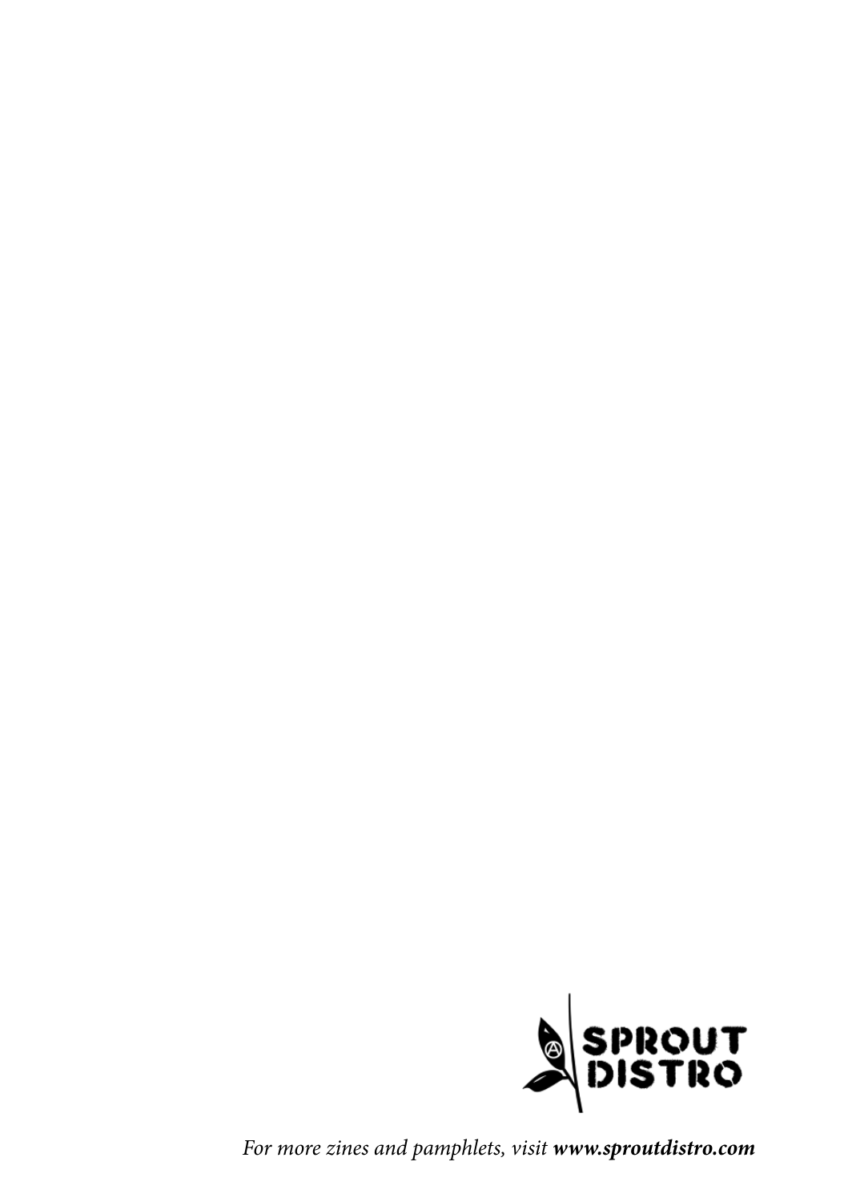SPROUT DISTRO

*For more zines and pamphlets, visit **www.sproutdistro.com***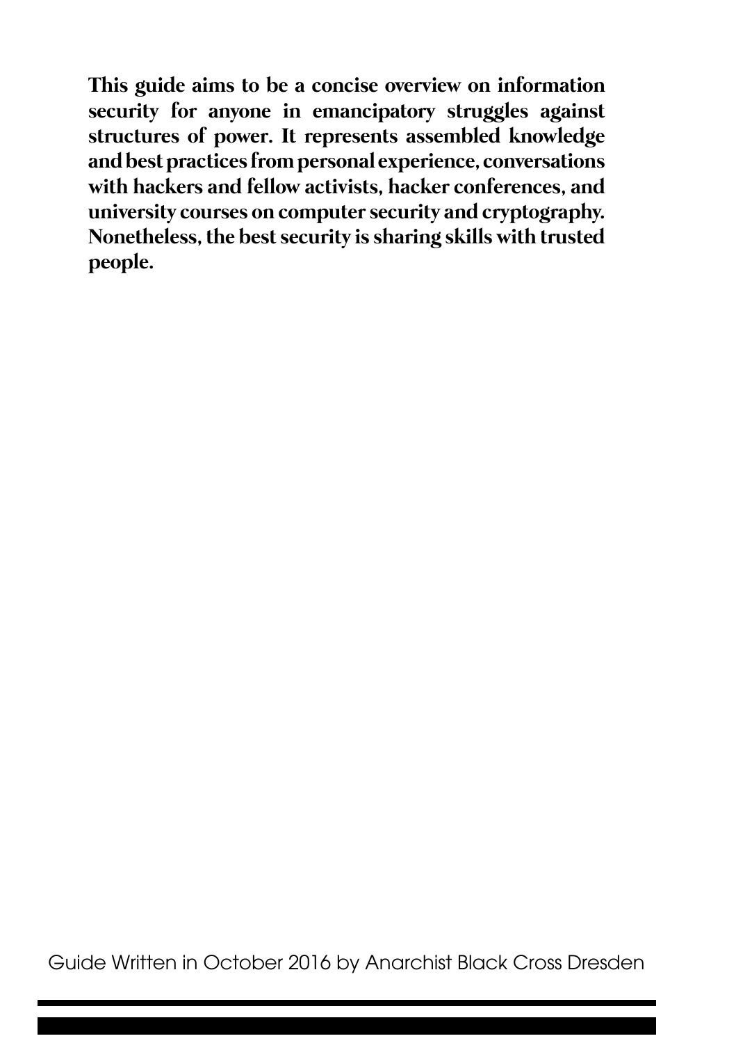**This guide aims to be a concise overview on information security for anyone in emancipatory struggles against structures of power. It represents assembled knowledge and best practices from personal experience, conversations with hackers and fellow activists, hacker conferences, and university courses on computer security and cryptography. Nonetheless, the best security is sharing skills with trusted people.**

Guide Written in October 2016 by Anarchist Black Cross Dresden